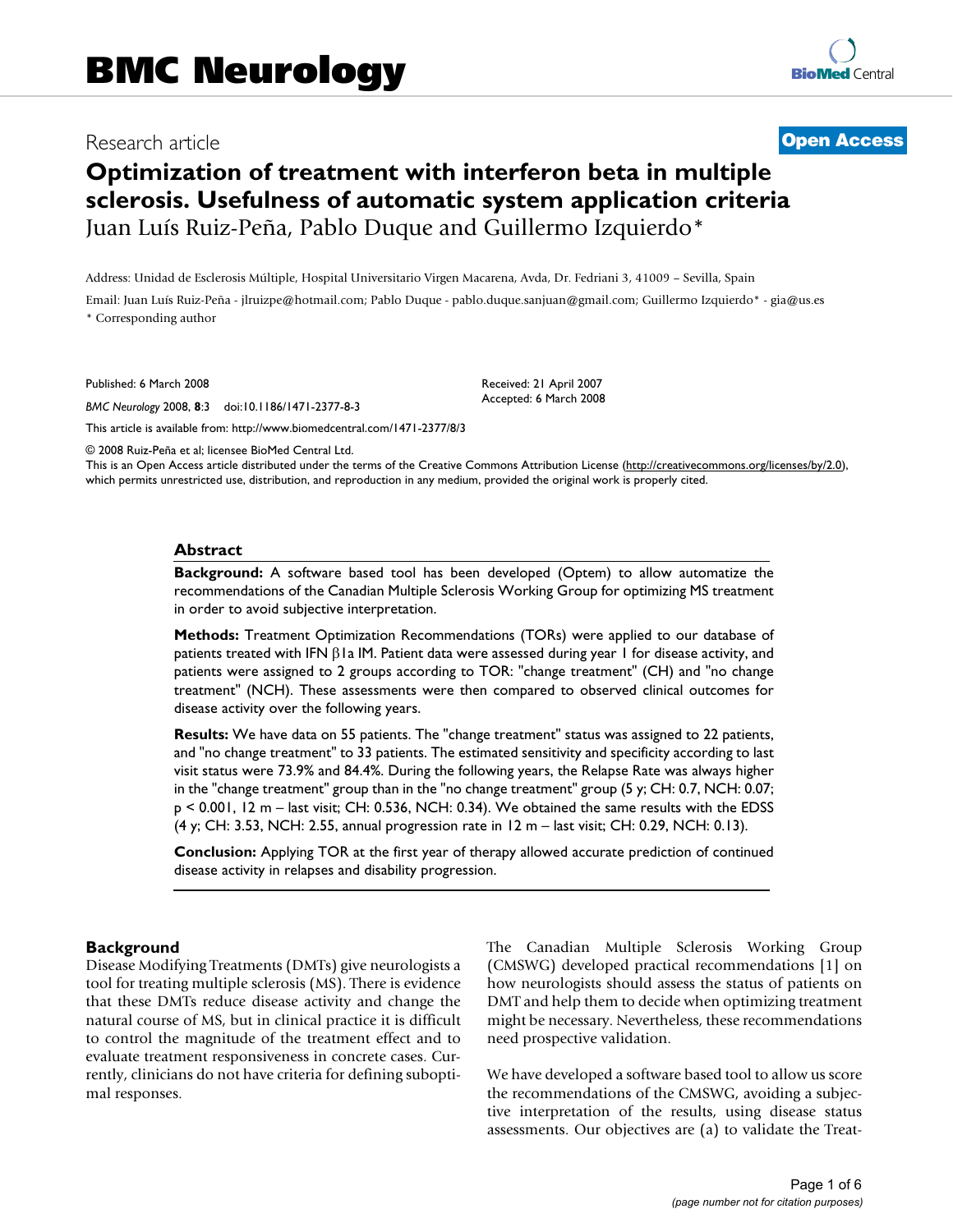# Optimization of treatment with interferon beta in multiple sclerosis. Usefulness of automatic system application criteria

Juan Luís Ruiz-Peña, Pablo Duque and Guillermo Izquierdo*

Address: Unidad de Esclerosis Múltiple, Hospital Universitario Virgen Macarena, Avda, Dr. Fedriani 3, 41009 – Sevilla, Spain

Email: Juan Luís Ruiz-Peña - jlruizpe@hotmail.com; Pablo Duque - pablo.duque.sanjuan@gmail.com; Guillermo Izquierdo* - gia@us.es

* Corresponding author

Published: 6 March 2008

*BMC Neurology* 2008, **8**:3 doi:10.1186/1471-2377-8-3

Received: 21 April 2007
Accepted: 6 March 2008

This article is available from: http://www.biomedcentral.com/1471-2377/8/3

© 2008 Ruiz-Peña et al; licensee BioMed Central Ltd.
This is an Open Access article distributed under the terms of the Creative Commons Attribution License (http://creativecommons.org/licenses/by/2.0), which permits unrestricted use, distribution, and reproduction in any medium, provided the original work is properly cited.

## Abstract

**Background:** A software based tool has been developed (Optem) to allow automatize the recommendations of the Canadian Multiple Sclerosis Working Group for optimizing MS treatment in order to avoid subjective interpretation.

**Methods:** Treatment Optimization Recommendations (TORs) were applied to our database of patients treated with IFN β1a IM. Patient data were assessed during year 1 for disease activity, and patients were assigned to 2 groups according to TOR: "change treatment" (CH) and "no change treatment" (NCH). These assessments were then compared to observed clinical outcomes for disease activity over the following years.

**Results:** We have data on 55 patients. The "change treatment" status was assigned to 22 patients, and "no change treatment" to 33 patients. The estimated sensitivity and specificity according to last visit status were 73.9% and 84.4%. During the following years, the Relapse Rate was always higher in the "change treatment" group than in the "no change treatment" group (5 y; CH: 0.7, NCH: 0.07; $p < 0.001$, 12 m – last visit; CH: 0.536, NCH: 0.34). We obtained the same results with the EDSS (4 y; CH: 3.53, NCH: 2.55, annual progression rate in 12 m – last visit; CH: 0.29, NCH: 0.13).

**Conclusion:** Applying TOR at the first year of therapy allowed accurate prediction of continued disease activity in relapses and disability progression.

## Background

Disease Modifying Treatments (DMTs) give neurologists a tool for treating multiple sclerosis (MS). There is evidence that these DMTs reduce disease activity and change the natural course of MS, but in clinical practice it is difficult to control the magnitude of the treatment effect and to evaluate treatment responsiveness in concrete cases. Currently, clinicians do not have criteria for defining suboptimal responses.

The Canadian Multiple Sclerosis Working Group (CMSWG) developed practical recommendations [1] on how neurologists should assess the status of patients on DMT and help them to decide when optimizing treatment might be necessary. Nevertheless, these recommendations need prospective validation.

We have developed a software based tool to allow us score the recommendations of the CMSWG, avoiding a subjective interpretation of the results, using disease status assessments. Our objectives are (a) to validate the Treat-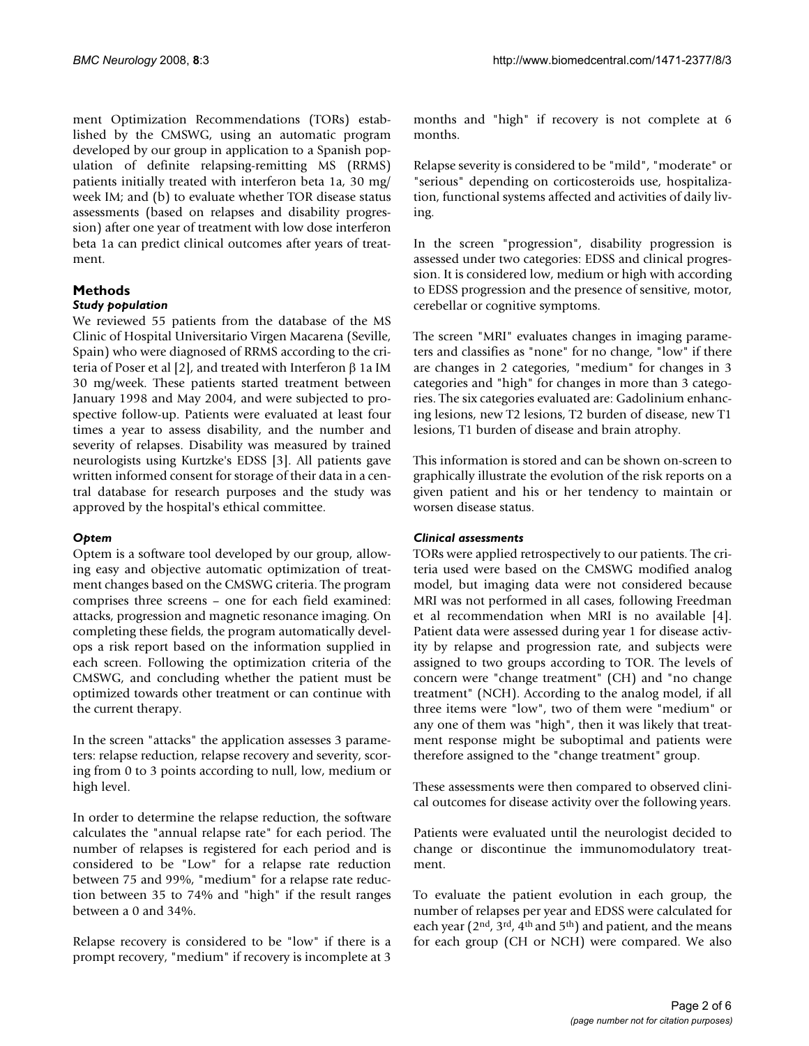ment Optimization Recommendations (TORs) established by the CMSWG, using an automatic program developed by our group in application to a Spanish population of definite relapsing-remitting MS (RRMS) patients initially treated with interferon beta 1a, 30 mg/week IM; and (b) to evaluate whether TOR disease status assessments (based on relapses and disability progression) after one year of treatment with low dose interferon beta 1a can predict clinical outcomes after years of treatment.

## Methods

### *Study population*

We reviewed 55 patients from the database of the MS Clinic of Hospital Universitario Virgen Macarena (Seville, Spain) who were diagnosed of RRMS according to the criteria of Poser et al [2], and treated with Interferon β 1a IM 30 mg/week. These patients started treatment between January 1998 and May 2004, and were subjected to prospective follow-up. Patients were evaluated at least four times a year to assess disability, and the number and severity of relapses. Disability was measured by trained neurologists using Kurtzke's EDSS [3]. All patients gave written informed consent for storage of their data in a central database for research purposes and the study was approved by the hospital's ethical committee.

### *Optem*

Optem is a software tool developed by our group, allowing easy and objective automatic optimization of treatment changes based on the CMSWG criteria. The program comprises three screens – one for each field examined: attacks, progression and magnetic resonance imaging. On completing these fields, the program automatically develops a risk report based on the information supplied in each screen. Following the optimization criteria of the CMSWG, and concluding whether the patient must be optimized towards other treatment or can continue with the current therapy.

In the screen "attacks" the application assesses 3 parameters: relapse reduction, relapse recovery and severity, scoring from 0 to 3 points according to null, low, medium or high level.

In order to determine the relapse reduction, the software calculates the "annual relapse rate" for each period. The number of relapses is registered for each period and is considered to be "Low" for a relapse rate reduction between 75 and 99%, "medium" for a relapse rate reduction between 35 to 74% and "high" if the result ranges between a 0 and 34%.

Relapse recovery is considered to be "low" if there is a prompt recovery, "medium" if recovery is incomplete at 3 months and "high" if recovery is not complete at 6 months.

Relapse severity is considered to be "mild", "moderate" or "serious" depending on corticosteroids use, hospitalization, functional systems affected and activities of daily living.

In the screen "progression", disability progression is assessed under two categories: EDSS and clinical progression. It is considered low, medium or high with according to EDSS progression and the presence of sensitive, motor, cerebellar or cognitive symptoms.

The screen "MRI" evaluates changes in imaging parameters and classifies as "none" for no change, "low" if there are changes in 2 categories, "medium" for changes in 3 categories and "high" for changes in more than 3 categories. The six categories evaluated are: Gadolinium enhancing lesions, new T2 lesions, T2 burden of disease, new T1 lesions, T1 burden of disease and brain atrophy.

This information is stored and can be shown on-screen to graphically illustrate the evolution of the risk reports on a given patient and his or her tendency to maintain or worsen disease status.

### *Clinical assessments*

TORs were applied retrospectively to our patients. The criteria used were based on the CMSWG modified analog model, but imaging data were not considered because MRI was not performed in all cases, following Freedman et al recommendation when MRI is no available [4]. Patient data were assessed during year 1 for disease activity by relapse and progression rate, and subjects were assigned to two groups according to TOR. The levels of concern were "change treatment" (CH) and "no change treatment" (NCH). According to the analog model, if all three items were "low", two of them were "medium" or any one of them was "high", then it was likely that treatment response might be suboptimal and patients were therefore assigned to the "change treatment" group.

These assessments were then compared to observed clinical outcomes for disease activity over the following years.

Patients were evaluated until the neurologist decided to change or discontinue the immunomodulatory treatment.

To evaluate the patient evolution in each group, the number of relapses per year and EDSS were calculated for each year (2nd, 3rd, 4th and 5th) and patient, and the means for each group (CH or NCH) were compared. We also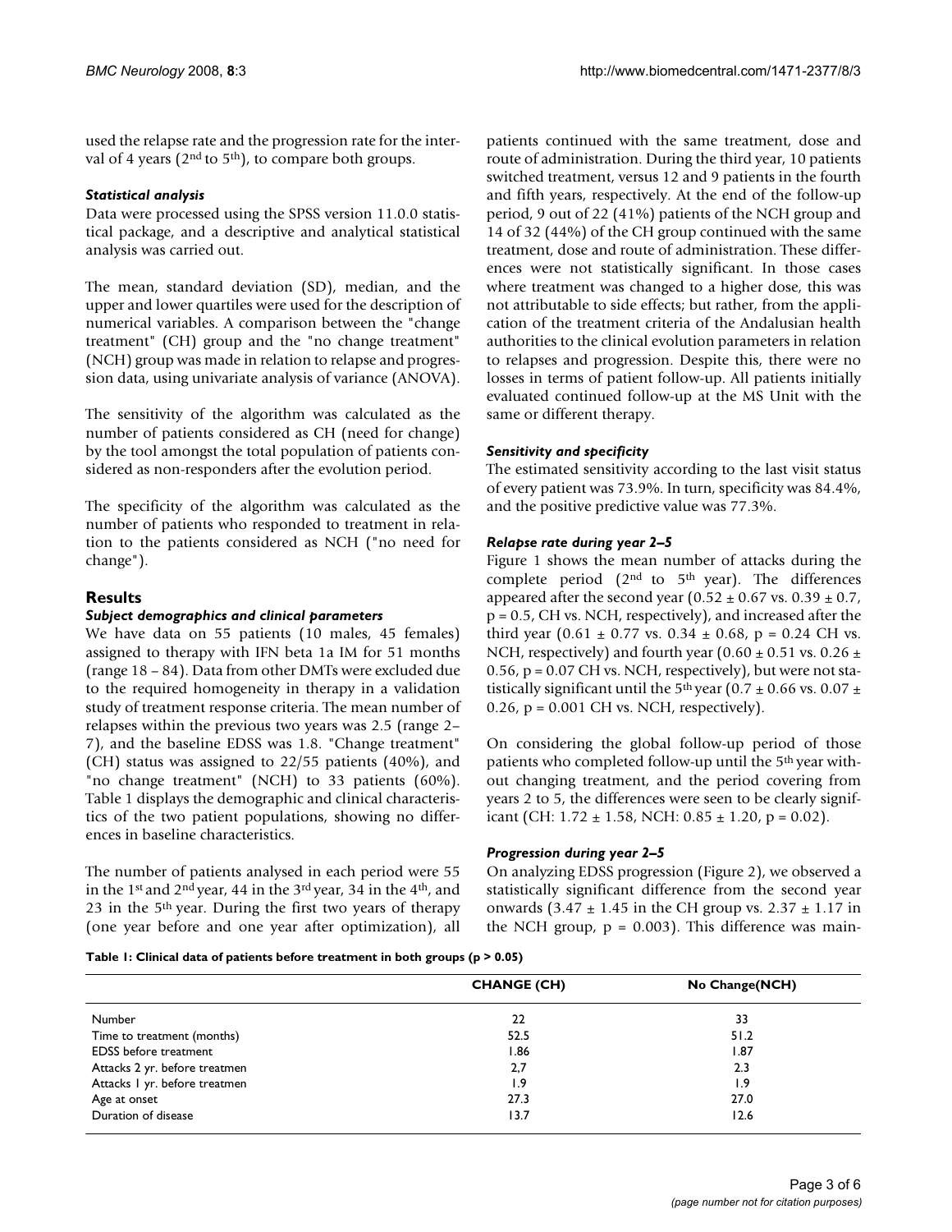used the relapse rate and the progression rate for the interval of 4 years (2nd to 5th), to compare both groups.

### *Statistical analysis*

Data were processed using the SPSS version 11.0.0 statistical package, and a descriptive and analytical statistical analysis was carried out.

The mean, standard deviation (SD), median, and the upper and lower quartiles were used for the description of numerical variables. A comparison between the "change treatment" (CH) group and the "no change treatment" (NCH) group was made in relation to relapse and progression data, using univariate analysis of variance (ANOVA).

The sensitivity of the algorithm was calculated as the number of patients considered as CH (need for change) by the tool amongst the total population of patients considered as non-responders after the evolution period.

The specificity of the algorithm was calculated as the number of patients who responded to treatment in relation to the patients considered as NCH ("no need for change").

## Results

### *Subject demographics and clinical parameters*

We have data on 55 patients (10 males, 45 females) assigned to therapy with IFN beta 1a IM for 51 months (range 18 – 84). Data from other DMTs were excluded due to the required homogeneity in therapy in a validation study of treatment response criteria. The mean number of relapses within the previous two years was 2.5 (range 2–7), and the baseline EDSS was 1.8. "Change treatment" (CH) status was assigned to 22/55 patients (40%), and "no change treatment" (NCH) to 33 patients (60%). Table 1 displays the demographic and clinical characteristics of the two patient populations, showing no differences in baseline characteristics.

The number of patients analysed in each period were 55 in the 1st and 2nd year, 44 in the 3rd year, 34 in the 4th, and 23 in the 5th year. During the first two years of therapy (one year before and one year after optimization), all patients continued with the same treatment, dose and route of administration. During the third year, 10 patients switched treatment, versus 12 and 9 patients in the fourth and fifth years, respectively. At the end of the follow-up period, 9 out of 22 (41%) patients of the NCH group and 14 of 32 (44%) of the CH group continued with the same treatment, dose and route of administration. These differences were not statistically significant. In those cases where treatment was changed to a higher dose, this was not attributable to side effects; but rather, from the application of the treatment criteria of the Andalusian health authorities to the clinical evolution parameters in relation to relapses and progression. Despite this, there were no losses in terms of patient follow-up. All patients initially evaluated continued follow-up at the MS Unit with the same or different therapy.

### *Sensitivity and specificity*

The estimated sensitivity according to the last visit status of every patient was 73.9%. In turn, specificity was 84.4%, and the positive predictive value was 77.3%.

### *Relapse rate during year 2–5*

Figure 1 shows the mean number of attacks during the complete period (2nd to 5th year). The differences appeared after the second year ($0.52 \pm 0.67$ vs. $0.39 \pm 0.7$, $p = 0.5$, CH vs. NCH, respectively), and increased after the third year ($0.61 \pm 0.77$ vs. $0.34 \pm 0.68$, $p = 0.24$ CH vs. NCH, respectively) and fourth year ($0.60 \pm 0.51$ vs. $0.26 \pm 0.56$, $p = 0.07$ CH vs. NCH, respectively), but were not statistically significant until the 5th year ($0.7 \pm 0.66$ vs. $0.07 \pm 0.26$, $p = 0.001$ CH vs. NCH, respectively).

On considering the global follow-up period of those patients who completed follow-up until the 5th year without changing treatment, and the period covering from years 2 to 5, the differences were seen to be clearly significant (CH: $1.72 \pm 1.58$, NCH: $0.85 \pm 1.20$, $p = 0.02$).

### *Progression during year 2–5*

On analyzing EDSS progression (Figure 2), we observed a statistically significant difference from the second year onwards ($3.47 \pm 1.45$ in the CH group vs. $2.37 \pm 1.17$ in the NCH group, $p = 0.003$). This difference was main-

**Table 1: Clinical data of patients before treatment in both groups ($p > 0.05$)**

| | CHANGE (CH) | No Change(NCH) |
|---|---|---|
| Number | 22 | 33 |
| Time to treatment (months) | 52.5 | 51.2 |
| EDSS before treatment | 1.86 | 1.87 |
| Attacks 2 yr. before treatmen | 2,7 | 2.3 |
| Attacks 1 yr. before treatmen | 1.9 | 1.9 |
| Age at onset | 27.3 | 27.0 |
| Duration of disease | 13.7 | 12.6 |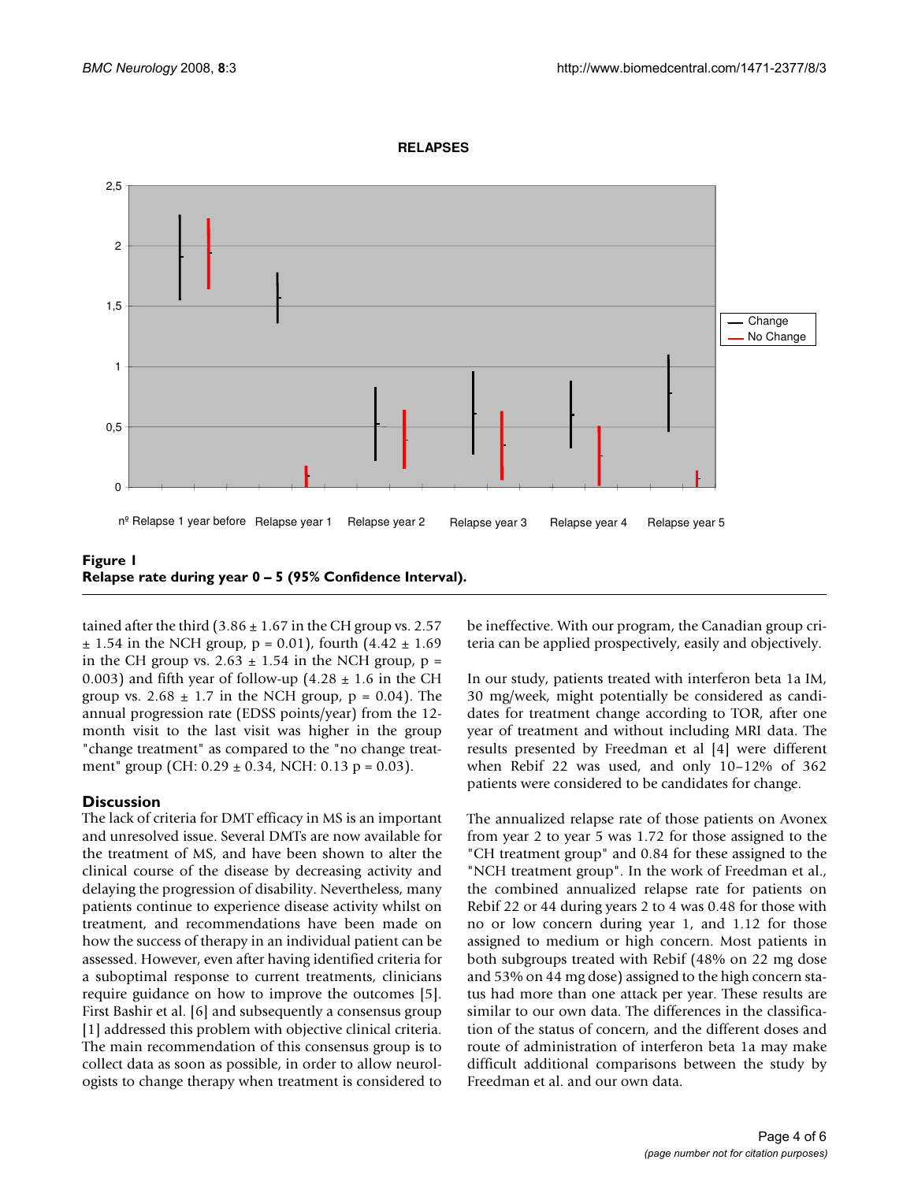**Figure 1**
**Relapse rate during year 0 – 5 (95% Confidence Interval).**

tained after the third (3.86 ± 1.67 in the CH group vs. 2.57 ± 1.54 in the NCH group, $p = 0.01$), fourth (4.42 ± 1.69 in the CH group vs. 2.63 ± 1.54 in the NCH group, $p = 0.003$) and fifth year of follow-up (4.28 ± 1.6 in the CH group vs. 2.68 ± 1.7 in the NCH group, $p = 0.04$). The annual progression rate (EDSS points/year) from the 12-month visit to the last visit was higher in the group "change treatment" as compared to the "no change treatment" group (CH: 0.29 ± 0.34, NCH: 0.13 $p = 0.03$).

## Discussion

The lack of criteria for DMT efficacy in MS is an important and unresolved issue. Several DMTs are now available for the treatment of MS, and have been shown to alter the clinical course of the disease by decreasing activity and delaying the progression of disability. Nevertheless, many patients continue to experience disease activity whilst on treatment, and recommendations have been made on how the success of therapy in an individual patient can be assessed. However, even after having identified criteria for a suboptimal response to current treatments, clinicians require guidance on how to improve the outcomes [5]. First Bashir et al. [6] and subsequently a consensus group [1] addressed this problem with objective clinical criteria. The main recommendation of this consensus group is to collect data as soon as possible, in order to allow neurologists to change therapy when treatment is considered to be ineffective. With our program, the Canadian group criteria can be applied prospectively, easily and objectively.

In our study, patients treated with interferon beta 1a IM, 30 mg/week, might potentially be considered as candidates for treatment change according to TOR, after one year of treatment and without including MRI data. The results presented by Freedman et al [4] were different when Rebif 22 was used, and only 10–12% of 362 patients were considered to be candidates for change.

The annualized relapse rate of those patients on Avonex from year 2 to year 5 was 1.72 for those assigned to the "CH treatment group" and 0.84 for these assigned to the "NCH treatment group". In the work of Freedman et al., the combined annualized relapse rate for patients on Rebif 22 or 44 during years 2 to 4 was 0.48 for those with no or low concern during year 1, and 1.12 for those assigned to medium or high concern. Most patients in both subgroups treated with Rebif (48% on 22 mg dose and 53% on 44 mg dose) assigned to the high concern status had more than one attack per year. These results are similar to our own data. The differences in the classification of the status of concern, and the different doses and route of administration of interferon beta 1a may make difficult additional comparisons between the study by Freedman et al. and our own data.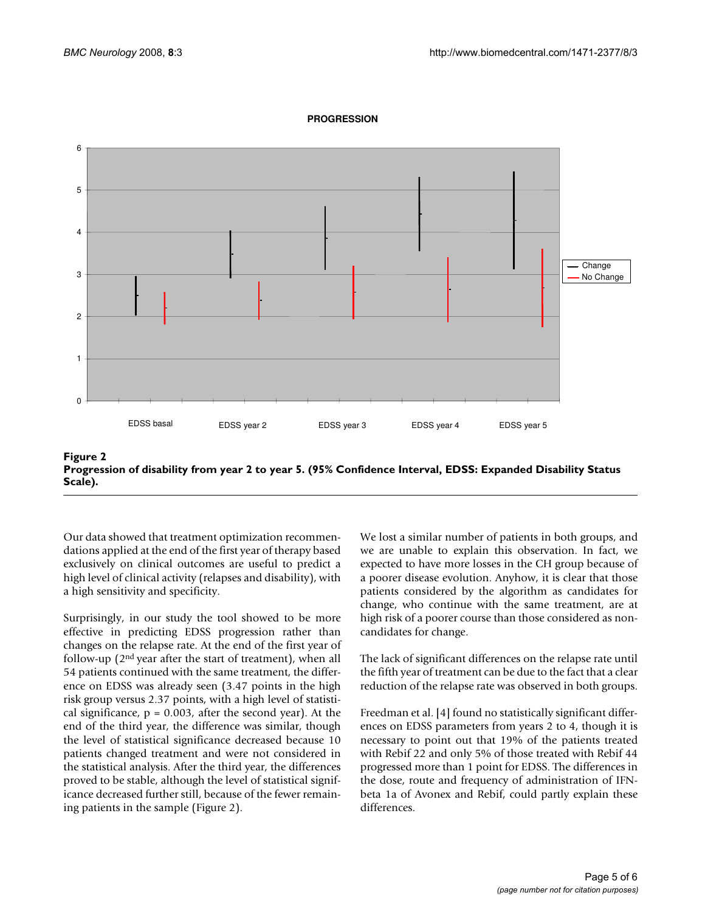**Figure 2**
**Progression of disability from year 2 to year 5. (95% Confidence Interval, EDSS: Expanded Disability Status Scale).**

Our data showed that treatment optimization recommendations applied at the end of the first year of therapy based exclusively on clinical outcomes are useful to predict a high level of clinical activity (relapses and disability), with a high sensitivity and specificity.

Surprisingly, in our study the tool showed to be more effective in predicting EDSS progression rather than changes on the relapse rate. At the end of the first year of follow-up (2nd year after the start of treatment), when all 54 patients continued with the same treatment, the difference on EDSS was already seen (3.47 points in the high risk group versus 2.37 points, with a high level of statistical significance, $p = 0.003$, after the second year). At the end of the third year, the difference was similar, though the level of statistical significance decreased because 10 patients changed treatment and were not considered in the statistical analysis. After the third year, the differences proved to be stable, although the level of statistical significance decreased further still, because of the fewer remaining patients in the sample (Figure 2).

We lost a similar number of patients in both groups, and we are unable to explain this observation. In fact, we expected to have more losses in the CH group because of a poorer disease evolution. Anyhow, it is clear that those patients considered by the algorithm as candidates for change, who continue with the same treatment, are at high risk of a poorer course than those considered as non-candidates for change.

The lack of significant differences on the relapse rate until the fifth year of treatment can be due to the fact that a clear reduction of the relapse rate was observed in both groups.

Freedman et al. [4] found no statistically significant differences on EDSS parameters from years 2 to 4, though it is necessary to point out that 19% of the patients treated with Rebif 22 and only 5% of those treated with Rebif 44 progressed more than 1 point for EDSS. The differences in the dose, route and frequency of administration of IFN-beta 1a of Avonex and Rebif, could partly explain these differences.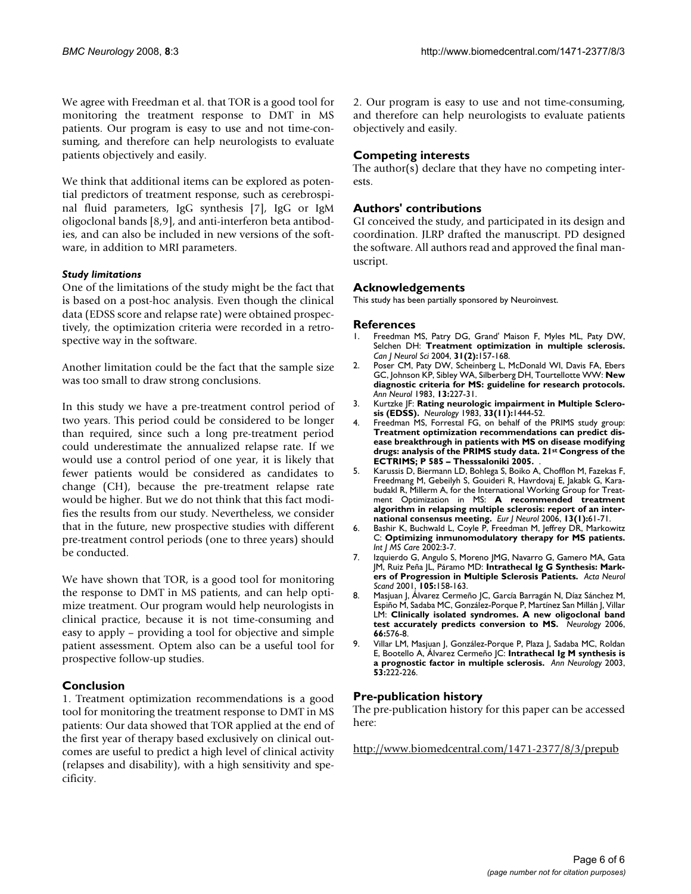We agree with Freedman et al. that TOR is a good tool for monitoring the treatment response to DMT in MS patients. Our program is easy to use and not time-consuming, and therefore can help neurologists to evaluate patients objectively and easily.

We think that additional items can be explored as potential predictors of treatment response, such as cerebrospinal fluid parameters, IgG synthesis [7], IgG or IgM oligoclonal bands [8,9], and anti-interferon beta antibodies, and can also be included in new versions of the software, in addition to MRI parameters.

#### *Study limitations*

One of the limitations of the study might be the fact that is based on a post-hoc analysis. Even though the clinical data (EDSS score and relapse rate) were obtained prospectively, the optimization criteria were recorded in a retrospective way in the software.

Another limitation could be the fact that the sample size was too small to draw strong conclusions.

In this study we have a pre-treatment control period of two years. This period could be considered to be longer than required, since such a long pre-treatment period could underestimate the annualized relapse rate. If we would use a control period of one year, it is likely that fewer patients would be considered as candidates to change (CH), because the pre-treatment relapse rate would be higher. But we do not think that this fact modifies the results from our study. Nevertheless, we consider that in the future, new prospective studies with different pre-treatment control periods (one to three years) should be conducted.

We have shown that TOR, is a good tool for monitoring the response to DMT in MS patients, and can help optimize treatment. Our program would help neurologists in clinical practice, because it is not time-consuming and easy to apply – providing a tool for objective and simple patient assessment. Optem also can be a useful tool for prospective follow-up studies.

## Conclusion

1. Treatment optimization recommendations is a good tool for monitoring the treatment response to DMT in MS patients: Our data showed that TOR applied at the end of the first year of therapy based exclusively on clinical outcomes are useful to predict a high level of clinical activity (relapses and disability), with a high sensitivity and specificity.

2. Our program is easy to use and not time-consuming, and therefore can help neurologists to evaluate patients objectively and easily.

## Competing interests

The author(s) declare that they have no competing interests.

## Authors' contributions

GI conceived the study, and participated in its design and coordination. JLRP drafted the manuscript. PD designed the software. All authors read and approved the final manuscript.

## Acknowledgements

This study has been partially sponsored by Neuroinvest.

## References

1. Freedman MS, Patry DG, Grand' Maison F, Myles ML, Paty DW, Selchen DH: **Treatment optimization in multiple sclerosis.** *Can J Neurol Sci* 2004, **31(2):**157-168.
2. Poser CM, Paty DW, Scheinberg L, McDonald WI, Davis FA, Ebers GC, Johnson KP, Sibley WA, Silberberg DH, Tourtellotte WW: **New diagnostic criteria for MS: guideline for research protocols.** *Ann Neurol* 1983, **13:**227-31.
3. Kurtzke JF: **Rating neurologic impairment in Multiple Sclerosis (EDSS).** *Neurology* 1983, **33(11):**1444-52.
4. Freedman MS, Forrestal FG, on behalf of the PRIMS study group: **Treatment optimization recommendations can predict disease breakthrough in patients with MS on disease modifying drugs: analysis of the PRIMS study data. 21st Congress of the ECTRIMS; P 585 – Thesssaloniki 2005.** .
5. Karussis D, Biermann LD, Bohlega S, Boiko A, Chofflon M, Fazekas F, Freedmang M, Gebeilyh S, Gouideri R, Havrdovaj E, Jakabk G, Karabudakl R, Millerm A, for the International Working Group for Treatment Optimization in MS: **A recommended treatment algorithm in relapsing multiple sclerosis: report of an international consensus meeting.** *Eur J Neurol* 2006, **13(1):**61-71.
6. Bashir K, Buchwald L, Coyle P, Freedman M, Jeffrey DR, Markowitz C: **Optimizing inmunomodulatory therapy for MS patients.** *Int J MS Care* 2002:3-7.
7. Izquierdo G, Angulo S, Moreno JMG, Navarro G, Gamero MA, Gata JM, Ruiz Peña JL, Páramo MD: **Intrathecal Ig G Synthesis: Markers of Progression in Multiple Sclerosis Patients.** *Acta Neurol Scand* 2001, **105:**158-163.
8. Masjuan J, Álvarez Cermeño JC, García Barragán N, Díaz Sánchez M, Espiño M, Sadaba MC, González-Porque P, Martínez San Millán J, Villar LM: **Clinically isolated syndromes. A new oligoclonal band test accurately predicts conversion to MS.** *Neurology* 2006, **66:**576-8.
9. Villar LM, Masjuan J, González-Porque P, Plaza J, Sadaba MC, Roldan E, Bootello A, Álvarez Cermeño JC: **Intrathecal Ig M synthesis is a prognostic factor in multiple sclerosis.** *Ann Neurology* 2003, **53:**222-226.

## Pre-publication history

The pre-publication history for this paper can be accessed here:

http://www.biomedcentral.com/1471-2377/8/3/prepub